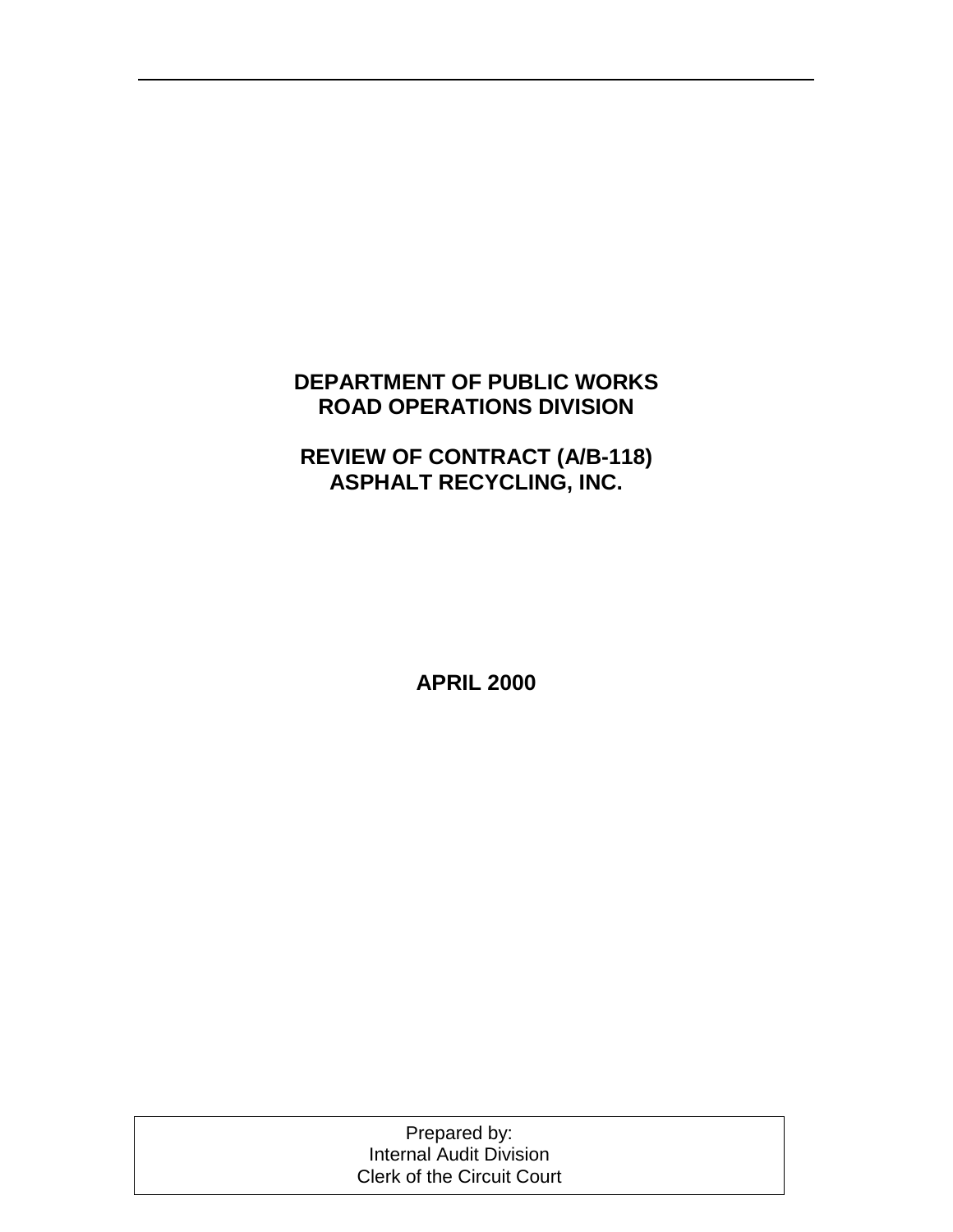# DEPARTMENT OF PUBLIC WORKS
# ROAD OPERATIONS DIVISION

# REVIEW OF CONTRACT (A/B-118)
# ASPHALT RECYCLING, INC.

**APRIL 2000**

Prepared by:
Internal Audit Division
Clerk of the Circuit Court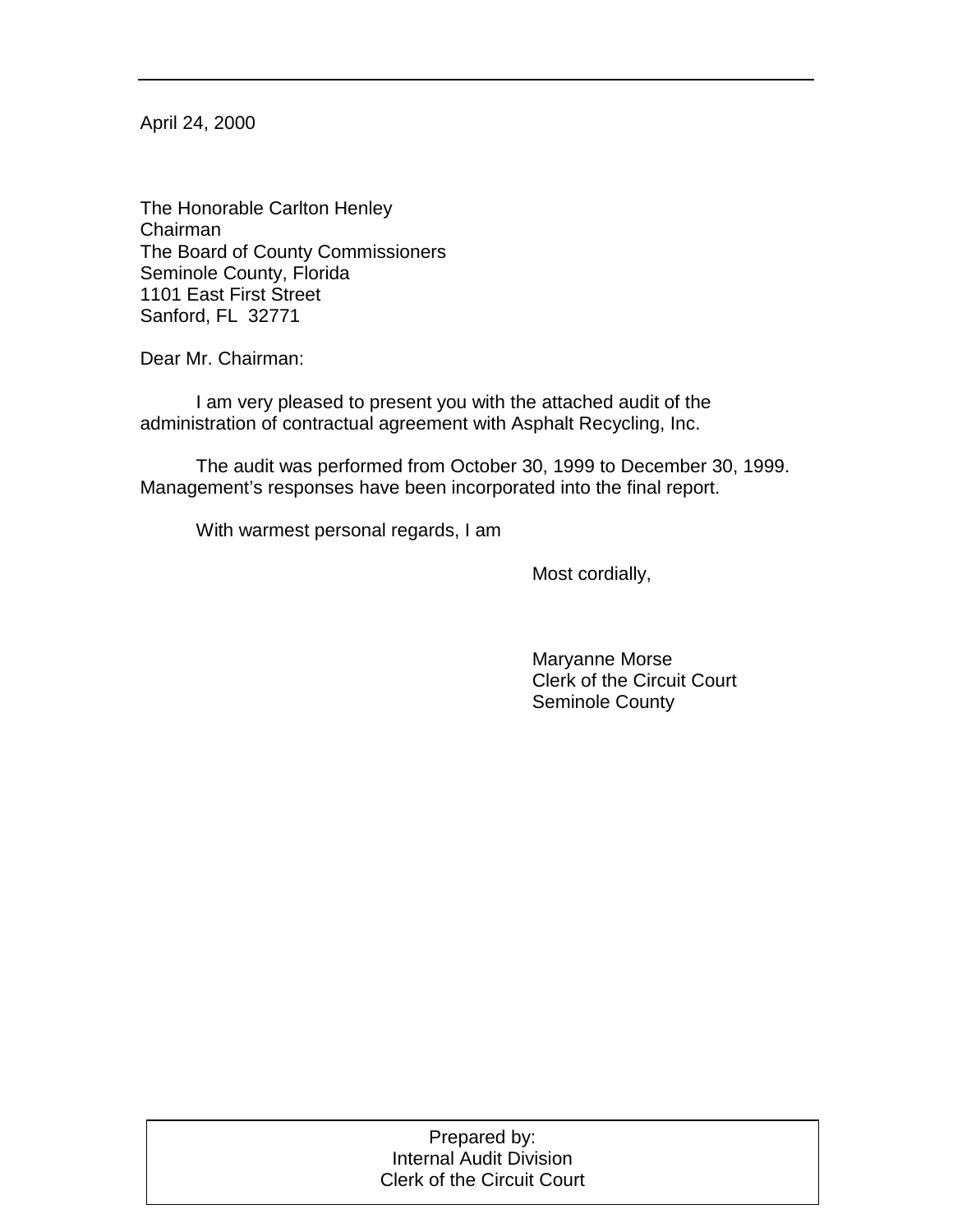April 24, 2000

The Honorable Carlton Henley  
Chairman  
The Board of County Commissioners  
Seminole County, Florida  
1101 East First Street  
Sanford, FL 32771

Dear Mr. Chairman:

I am very pleased to present you with the attached audit of the administration of contractual agreement with Asphalt Recycling, Inc.

The audit was performed from October 30, 1999 to December 30, 1999. Management's responses have been incorporated into the final report.

With warmest personal regards, I am

Most cordially,

Maryanne Morse  
Clerk of the Circuit Court  
Seminole County

Prepared by:  
Internal Audit Division  
Clerk of the Circuit Court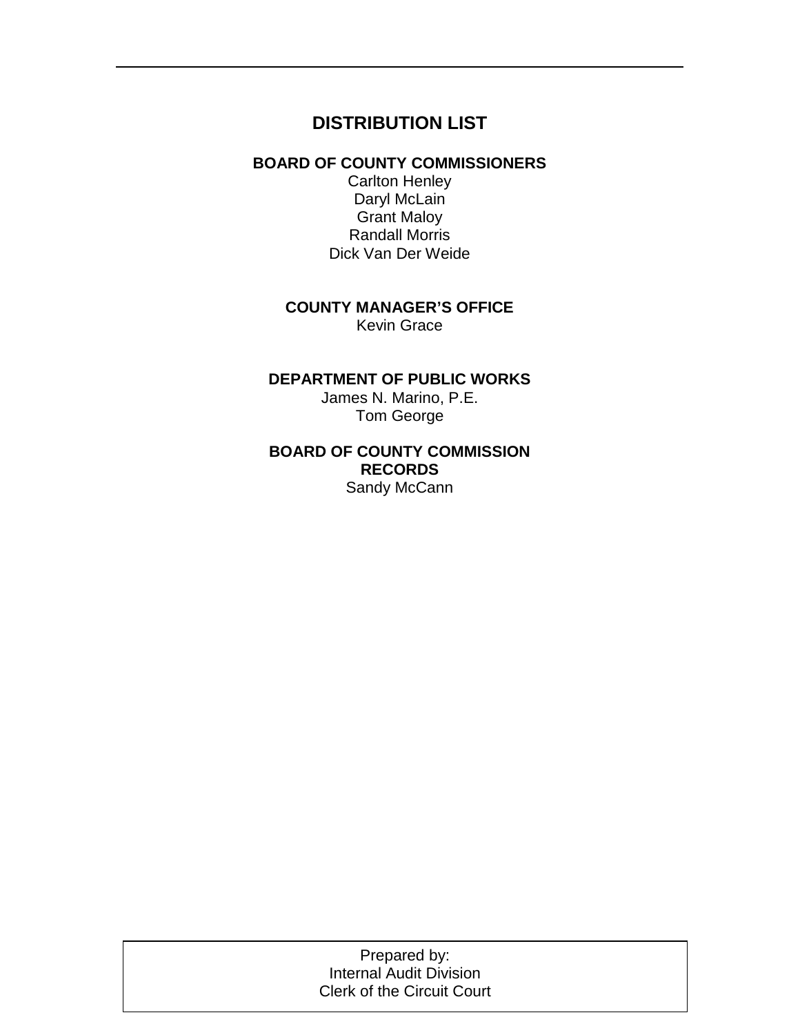# DISTRIBUTION LIST

**BOARD OF COUNTY COMMISSIONERS**

Carlton Henley
Daryl McLain
Grant Maloy
Randall Morris
Dick Van Der Weide

**COUNTY MANAGER'S OFFICE**

Kevin Grace

**DEPARTMENT OF PUBLIC WORKS**

James N. Marino, P.E.
Tom George

**BOARD OF COUNTY COMMISSION RECORDS**

Sandy McCann

Prepared by:
Internal Audit Division
Clerk of the Circuit Court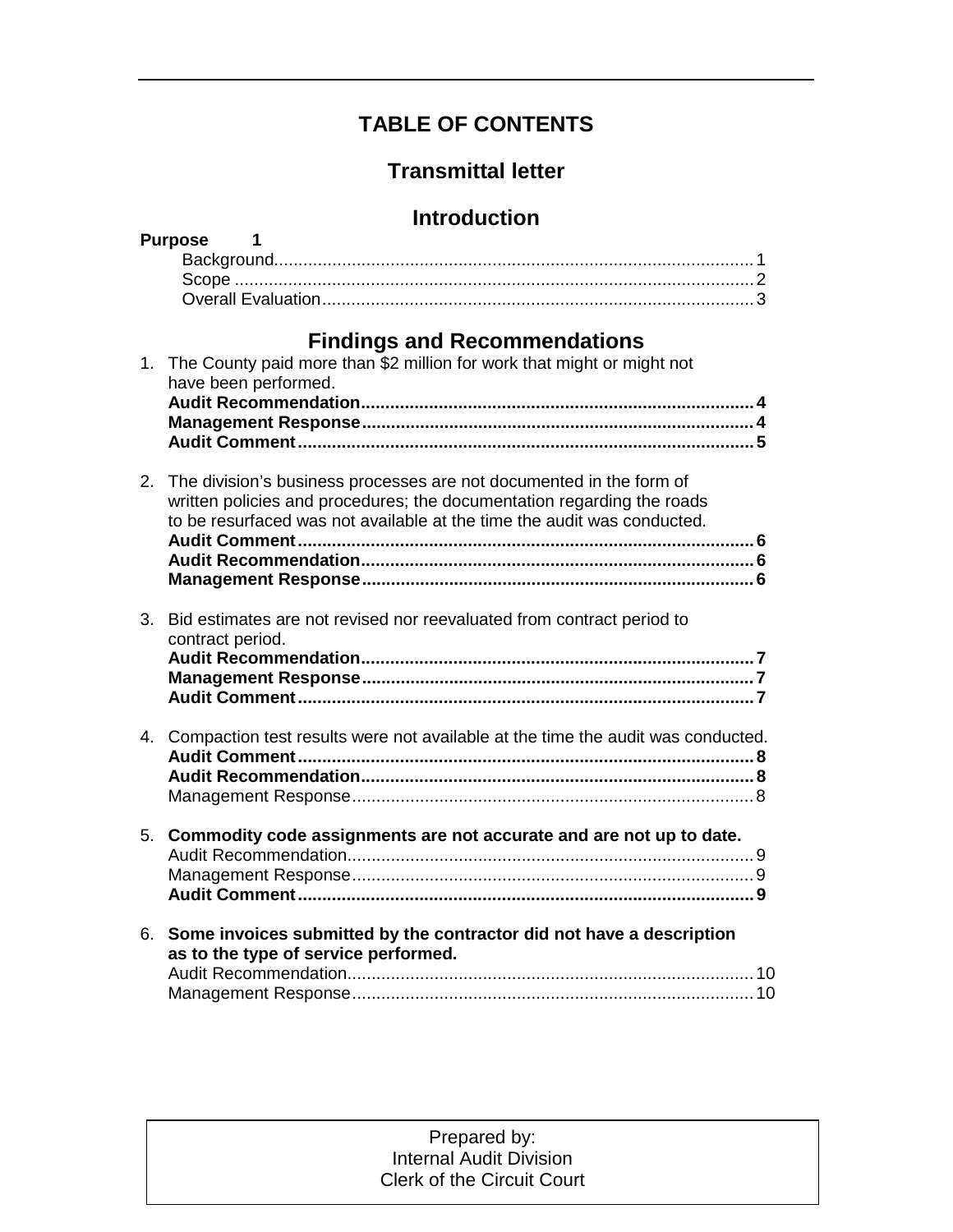# TABLE OF CONTENTS

## Transmittal letter

## Introduction

**Purpose 1**

- Background........................................................................................ 1
- Scope ................................................................................................. 2
- Overall Evaluation.............................................................................. 3

## Findings and Recommendations

1. The County paid more than $2 million for work that might or might not have been performed.
   - **Audit Recommendation.................................................................... 4**
   - **Management Response.................................................................... 4**
   - **Audit Comment................................................................................ 5**

2. The division's business processes are not documented in the form of written policies and procedures; the documentation regarding the roads to be resurfaced was not available at the time the audit was conducted.
   - **Audit Comment................................................................................ 6**
   - **Audit Recommendation.................................................................... 6**
   - **Management Response.................................................................... 6**

3. Bid estimates are not revised nor reevaluated from contract period to contract period.
   - **Audit Recommendation.................................................................... 7**
   - **Management Response.................................................................... 7**
   - **Audit Comment................................................................................ 7**

4. Compaction test results were not available at the time the audit was conducted.
   - **Audit Comment................................................................................ 8**
   - **Audit Recommendation.................................................................... 8**
   - Management Response.................................................................... 8

5. **Commodity code assignments are not accurate and are not up to date.**
   - Audit Recommendation.................................................................... 9
   - Management Response.................................................................... 9
   - **Audit Comment................................................................................ 9**

6. **Some invoices submitted by the contractor did not have a description as to the type of service performed.**
   - Audit Recommendation.................................................................... 10
   - Management Response.................................................................... 10

Prepared by:
Internal Audit Division
Clerk of the Circuit Court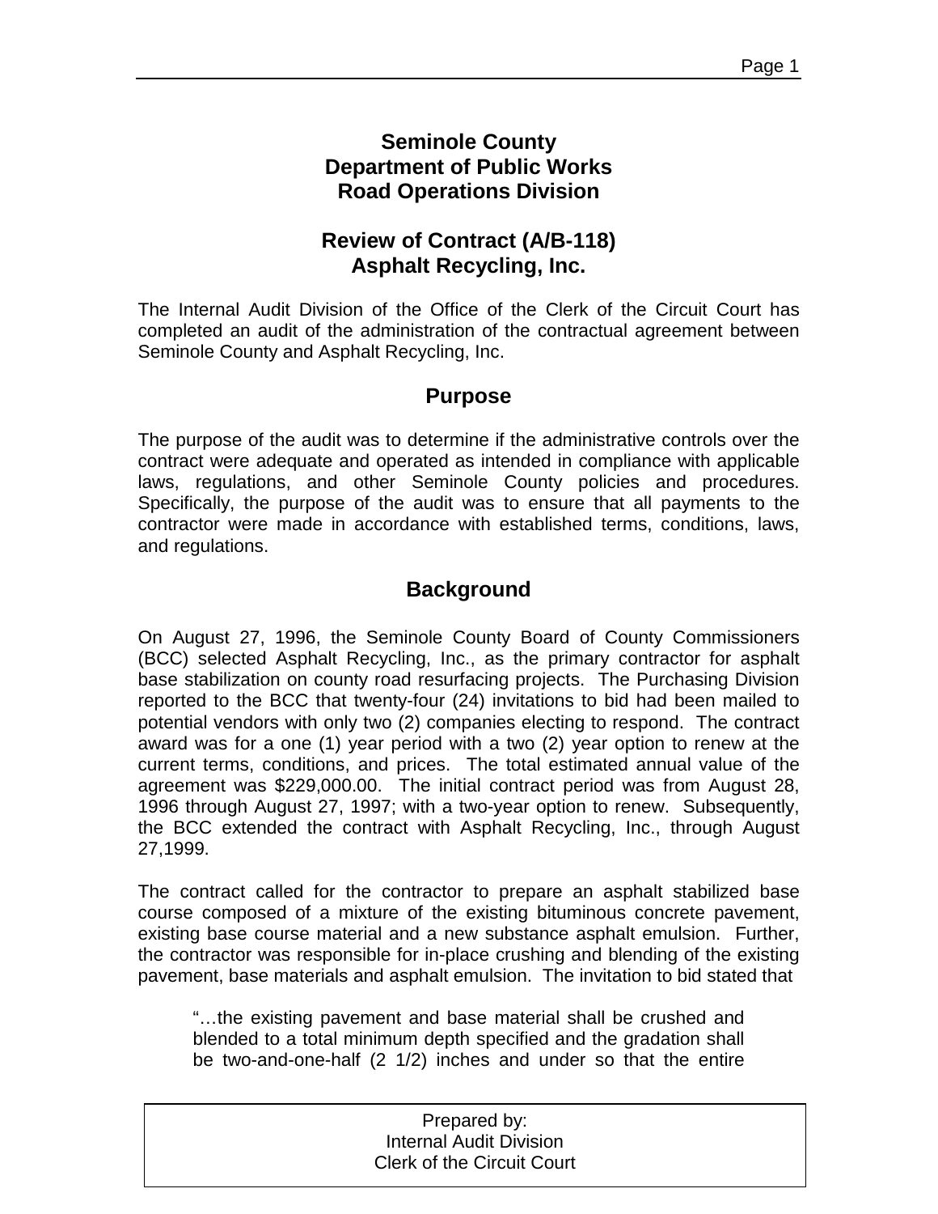# Seminole County
# Department of Public Works
# Road Operations Division

## Review of Contract (A/B-118)
## Asphalt Recycling, Inc.

The Internal Audit Division of the Office of the Clerk of the Circuit Court has completed an audit of the administration of the contractual agreement between Seminole County and Asphalt Recycling, Inc.

## Purpose

The purpose of the audit was to determine if the administrative controls over the contract were adequate and operated as intended in compliance with applicable laws, regulations, and other Seminole County policies and procedures. Specifically, the purpose of the audit was to ensure that all payments to the contractor were made in accordance with established terms, conditions, laws, and regulations.

## Background

On August 27, 1996, the Seminole County Board of County Commissioners (BCC) selected Asphalt Recycling, Inc., as the primary contractor for asphalt base stabilization on county road resurfacing projects. The Purchasing Division reported to the BCC that twenty-four (24) invitations to bid had been mailed to potential vendors with only two (2) companies electing to respond. The contract award was for a one (1) year period with a two (2) year option to renew at the current terms, conditions, and prices. The total estimated annual value of the agreement was $229,000.00. The initial contract period was from August 28, 1996 through August 27, 1997; with a two-year option to renew. Subsequently, the BCC extended the contract with Asphalt Recycling, Inc., through August 27,1999.

The contract called for the contractor to prepare an asphalt stabilized base course composed of a mixture of the existing bituminous concrete pavement, existing base course material and a new substance asphalt emulsion. Further, the contractor was responsible for in-place crushing and blending of the existing pavement, base materials and asphalt emulsion. The invitation to bid stated that

> "…the existing pavement and base material shall be crushed and blended to a total minimum depth specified and the gradation shall be two-and-one-half (2 1/2) inches and under so that the entire

Prepared by:
Internal Audit Division
Clerk of the Circuit Court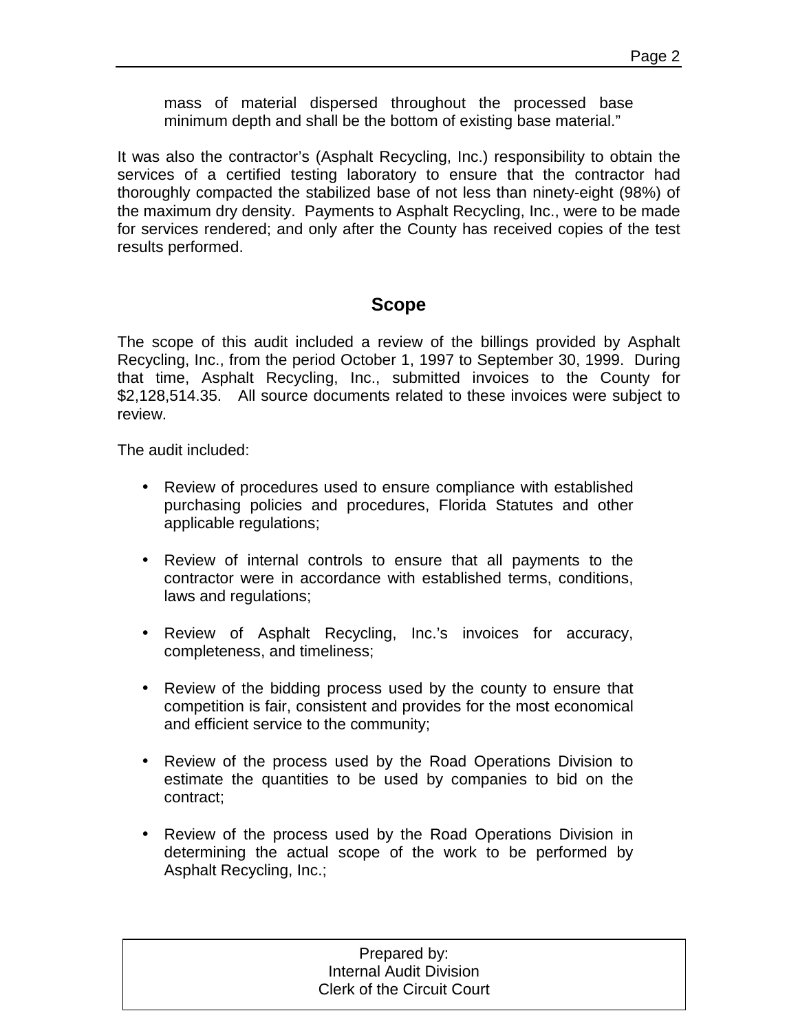mass of material dispersed throughout the processed base minimum depth and shall be the bottom of existing base material."

It was also the contractor's (Asphalt Recycling, Inc.) responsibility to obtain the services of a certified testing laboratory to ensure that the contractor had thoroughly compacted the stabilized base of not less than ninety-eight (98%) of the maximum dry density. Payments to Asphalt Recycling, Inc., were to be made for services rendered; and only after the County has received copies of the test results performed.

## Scope

The scope of this audit included a review of the billings provided by Asphalt Recycling, Inc., from the period October 1, 1997 to September 30, 1999. During that time, Asphalt Recycling, Inc., submitted invoices to the County for $2,128,514.35. All source documents related to these invoices were subject to review.

The audit included:

- Review of procedures used to ensure compliance with established purchasing policies and procedures, Florida Statutes and other applicable regulations;

- Review of internal controls to ensure that all payments to the contractor were in accordance with established terms, conditions, laws and regulations;

- Review of Asphalt Recycling, Inc.'s invoices for accuracy, completeness, and timeliness;

- Review of the bidding process used by the county to ensure that competition is fair, consistent and provides for the most economical and efficient service to the community;

- Review of the process used by the Road Operations Division to estimate the quantities to be used by companies to bid on the contract;

- Review of the process used by the Road Operations Division in determining the actual scope of the work to be performed by Asphalt Recycling, Inc.;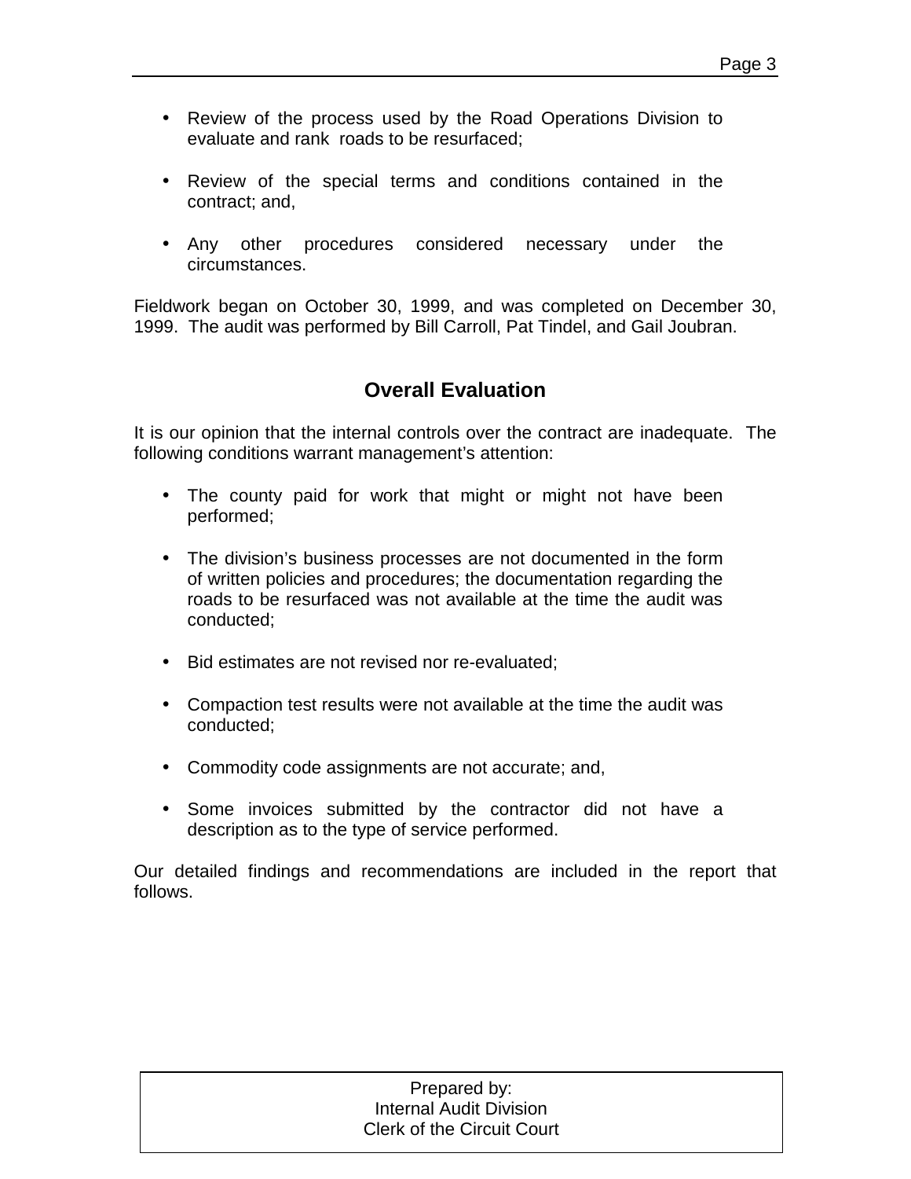- Review of the process used by the Road Operations Division to evaluate and rank roads to be resurfaced;

- Review of the special terms and conditions contained in the contract; and,

- Any other procedures considered necessary under the circumstances.

Fieldwork began on October 30, 1999, and was completed on December 30, 1999. The audit was performed by Bill Carroll, Pat Tindel, and Gail Joubran.

## Overall Evaluation

It is our opinion that the internal controls over the contract are inadequate. The following conditions warrant management's attention:

- The county paid for work that might or might not have been performed;

- The division's business processes are not documented in the form of written policies and procedures; the documentation regarding the roads to be resurfaced was not available at the time the audit was conducted;

- Bid estimates are not revised nor re-evaluated;

- Compaction test results were not available at the time the audit was conducted;

- Commodity code assignments are not accurate; and,

- Some invoices submitted by the contractor did not have a description as to the type of service performed.

Our detailed findings and recommendations are included in the report that follows.

Prepared by:
Internal Audit Division
Clerk of the Circuit Court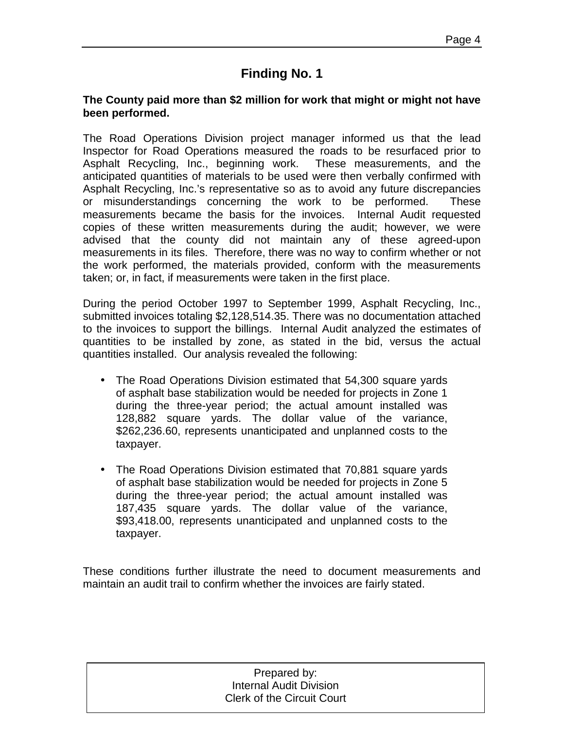## Finding No. 1

**The County paid more than $2 million for work that might or might not have been performed.**

The Road Operations Division project manager informed us that the lead Inspector for Road Operations measured the roads to be resurfaced prior to Asphalt Recycling, Inc., beginning work. These measurements, and the anticipated quantities of materials to be used were then verbally confirmed with Asphalt Recycling, Inc.'s representative so as to avoid any future discrepancies or misunderstandings concerning the work to be performed. These measurements became the basis for the invoices. Internal Audit requested copies of these written measurements during the audit; however, we were advised that the county did not maintain any of these agreed-upon measurements in its files. Therefore, there was no way to confirm whether or not the work performed, the materials provided, conform with the measurements taken; or, in fact, if measurements were taken in the first place.

During the period October 1997 to September 1999, Asphalt Recycling, Inc., submitted invoices totaling $2,128,514.35. There was no documentation attached to the invoices to support the billings. Internal Audit analyzed the estimates of quantities to be installed by zone, as stated in the bid, versus the actual quantities installed. Our analysis revealed the following:

- The Road Operations Division estimated that 54,300 square yards of asphalt base stabilization would be needed for projects in Zone 1 during the three-year period; the actual amount installed was 128,882 square yards. The dollar value of the variance, $262,236.60, represents unanticipated and unplanned costs to the taxpayer.

- The Road Operations Division estimated that 70,881 square yards of asphalt base stabilization would be needed for projects in Zone 5 during the three-year period; the actual amount installed was 187,435 square yards. The dollar value of the variance, $93,418.00, represents unanticipated and unplanned costs to the taxpayer.

These conditions further illustrate the need to document measurements and maintain an audit trail to confirm whether the invoices are fairly stated.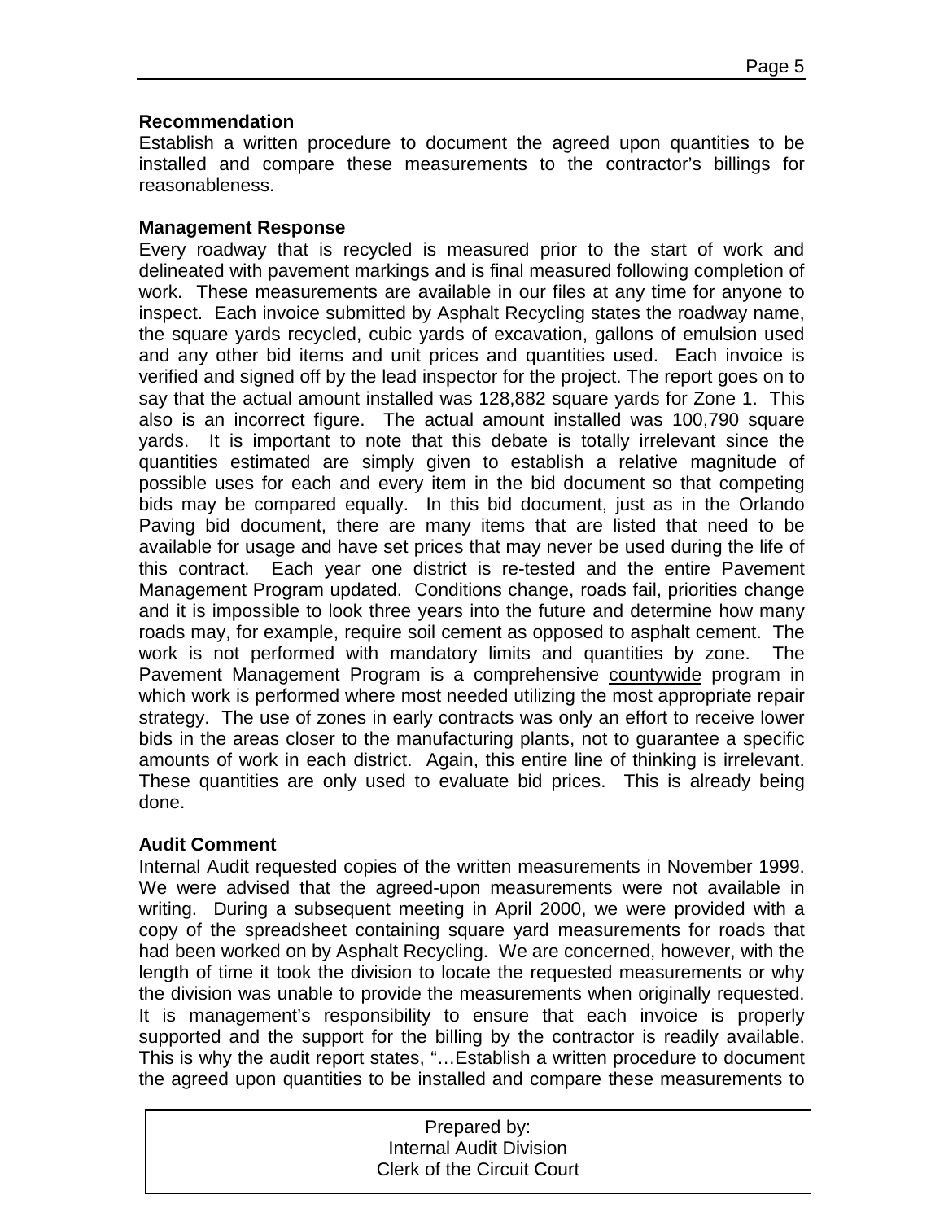**Recommendation**

Establish a written procedure to document the agreed upon quantities to be installed and compare these measurements to the contractor's billings for reasonableness.

**Management Response**

Every roadway that is recycled is measured prior to the start of work and delineated with pavement markings and is final measured following completion of work. These measurements are available in our files at any time for anyone to inspect. Each invoice submitted by Asphalt Recycling states the roadway name, the square yards recycled, cubic yards of excavation, gallons of emulsion used and any other bid items and unit prices and quantities used. Each invoice is verified and signed off by the lead inspector for the project. The report goes on to say that the actual amount installed was 128,882 square yards for Zone 1. This also is an incorrect figure. The actual amount installed was 100,790 square yards. It is important to note that this debate is totally irrelevant since the quantities estimated are simply given to establish a relative magnitude of possible uses for each and every item in the bid document so that competing bids may be compared equally. In this bid document, just as in the Orlando Paving bid document, there are many items that are listed that need to be available for usage and have set prices that may never be used during the life of this contract. Each year one district is re-tested and the entire Pavement Management Program updated. Conditions change, roads fail, priorities change and it is impossible to look three years into the future and determine how many roads may, for example, require soil cement as opposed to asphalt cement. The work is not performed with mandatory limits and quantities by zone. The Pavement Management Program is a comprehensive countywide program in which work is performed where most needed utilizing the most appropriate repair strategy. The use of zones in early contracts was only an effort to receive lower bids in the areas closer to the manufacturing plants, not to guarantee a specific amounts of work in each district. Again, this entire line of thinking is irrelevant. These quantities are only used to evaluate bid prices. This is already being done.

**Audit Comment**

Internal Audit requested copies of the written measurements in November 1999. We were advised that the agreed-upon measurements were not available in writing. During a subsequent meeting in April 2000, we were provided with a copy of the spreadsheet containing square yard measurements for roads that had been worked on by Asphalt Recycling. We are concerned, however, with the length of time it took the division to locate the requested measurements or why the division was unable to provide the measurements when originally requested. It is management's responsibility to ensure that each invoice is properly supported and the support for the billing by the contractor is readily available. This is why the audit report states, "…Establish a written procedure to document the agreed upon quantities to be installed and compare these measurements to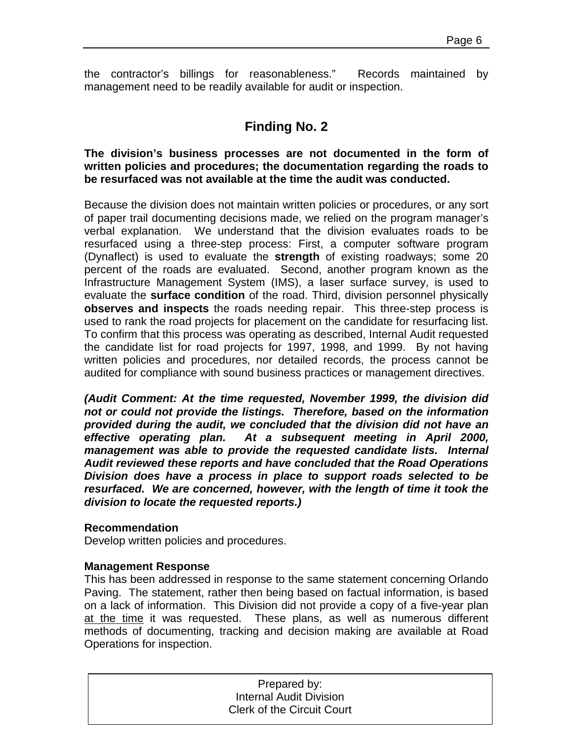the contractor's billings for reasonableness." Records maintained by management need to be readily available for audit or inspection.

## Finding No. 2

**The division's business processes are not documented in the form of written policies and procedures; the documentation regarding the roads to be resurfaced was not available at the time the audit was conducted.**

Because the division does not maintain written policies or procedures, or any sort of paper trail documenting decisions made, we relied on the program manager's verbal explanation. We understand that the division evaluates roads to be resurfaced using a three-step process: First, a computer software program (Dynaflect) is used to evaluate the **strength** of existing roadways; some 20 percent of the roads are evaluated. Second, another program known as the Infrastructure Management System (IMS), a laser surface survey, is used to evaluate the **surface condition** of the road. Third, division personnel physically **observes and inspects** the roads needing repair. This three-step process is used to rank the road projects for placement on the candidate for resurfacing list. To confirm that this process was operating as described, Internal Audit requested the candidate list for road projects for 1997, 1998, and 1999. By not having written policies and procedures, nor detailed records, the process cannot be audited for compliance with sound business practices or management directives.

***(Audit Comment: At the time requested, November 1999, the division did not or could not provide the listings. Therefore, based on the information provided during the audit, we concluded that the division did not have an effective operating plan. At a subsequent meeting in April 2000, management was able to provide the requested candidate lists. Internal Audit reviewed these reports and have concluded that the Road Operations Division does have a process in place to support roads selected to be resurfaced. We are concerned, however, with the length of time it took the division to locate the requested reports.)***

**Recommendation**
Develop written policies and procedures.

**Management Response**
This has been addressed in response to the same statement concerning Orlando Paving. The statement, rather then being based on factual information, is based on a lack of information. This Division did not provide a copy of a five-year plan <u>at the time</u> it was requested. These plans, as well as numerous different methods of documenting, tracking and decision making are available at Road Operations for inspection.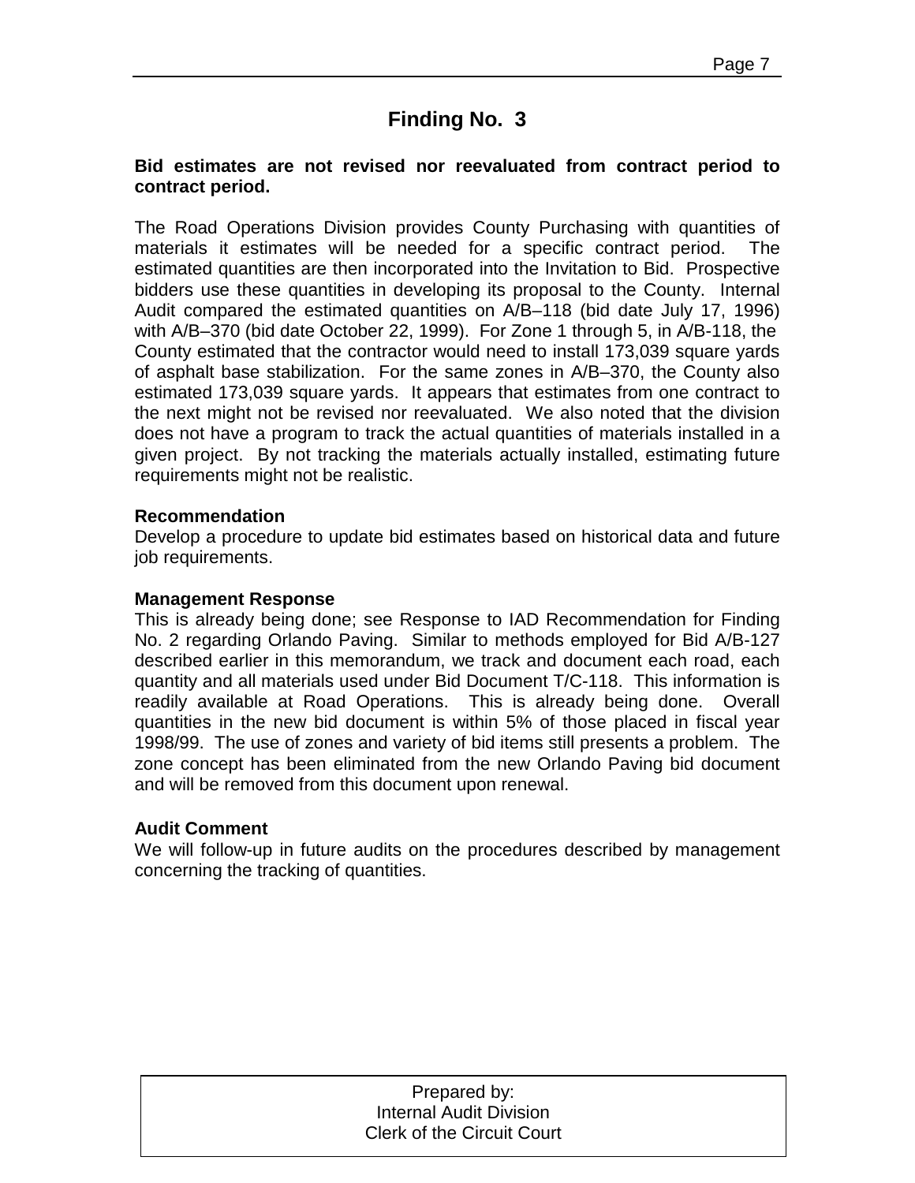## Finding No. 3

**Bid estimates are not revised nor reevaluated from contract period to contract period.**

The Road Operations Division provides County Purchasing with quantities of materials it estimates will be needed for a specific contract period. The estimated quantities are then incorporated into the Invitation to Bid. Prospective bidders use these quantities in developing its proposal to the County. Internal Audit compared the estimated quantities on A/B–118 (bid date July 17, 1996) with A/B–370 (bid date October 22, 1999). For Zone 1 through 5, in A/B-118, the County estimated that the contractor would need to install 173,039 square yards of asphalt base stabilization. For the same zones in A/B–370, the County also estimated 173,039 square yards. It appears that estimates from one contract to the next might not be revised nor reevaluated. We also noted that the division does not have a program to track the actual quantities of materials installed in a given project. By not tracking the materials actually installed, estimating future requirements might not be realistic.

**Recommendation**

Develop a procedure to update bid estimates based on historical data and future job requirements.

**Management Response**

This is already being done; see Response to IAD Recommendation for Finding No. 2 regarding Orlando Paving. Similar to methods employed for Bid A/B-127 described earlier in this memorandum, we track and document each road, each quantity and all materials used under Bid Document T/C-118. This information is readily available at Road Operations. This is already being done. Overall quantities in the new bid document is within 5% of those placed in fiscal year 1998/99. The use of zones and variety of bid items still presents a problem. The zone concept has been eliminated from the new Orlando Paving bid document and will be removed from this document upon renewal.

**Audit Comment**

We will follow-up in future audits on the procedures described by management concerning the tracking of quantities.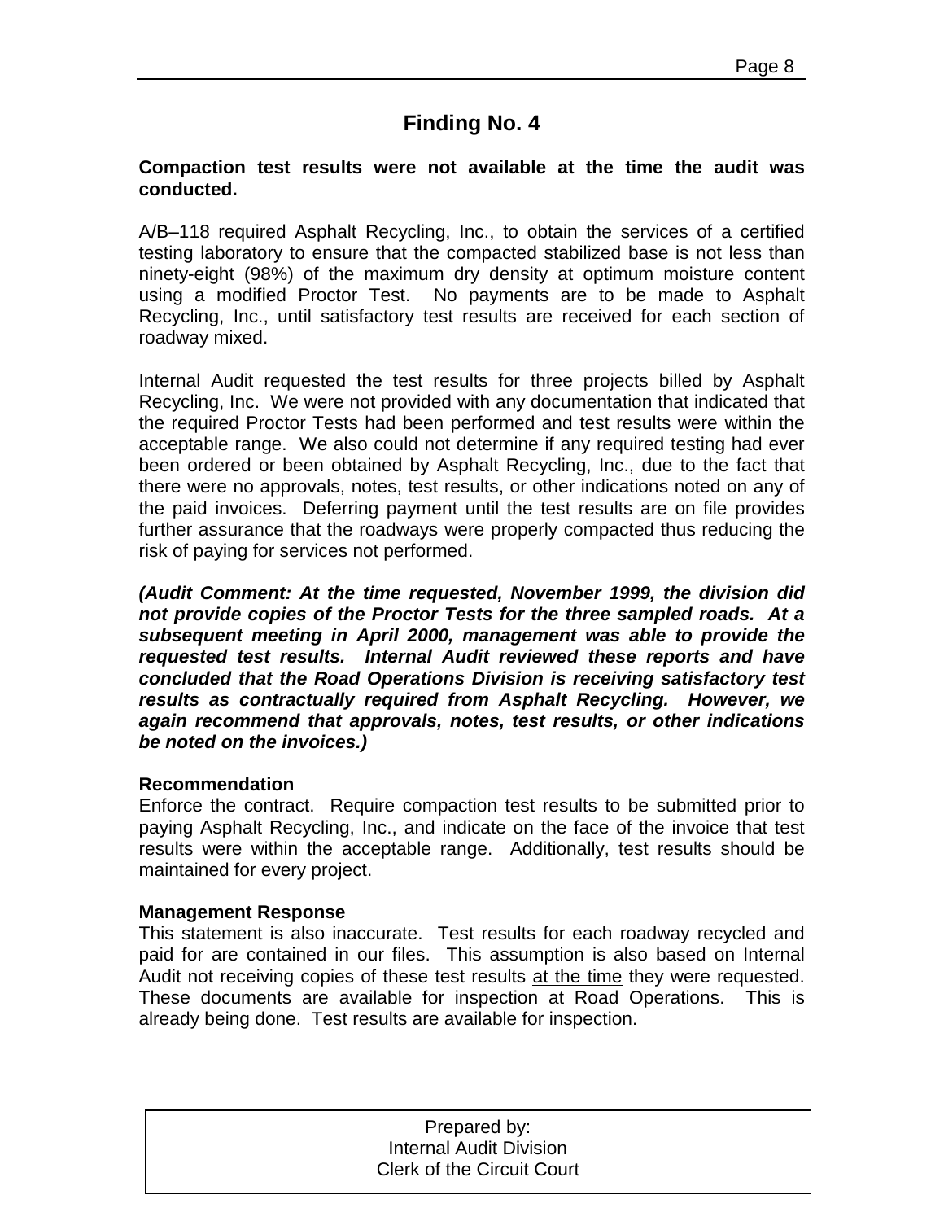## Finding No. 4

**Compaction test results were not available at the time the audit was conducted.**

A/B–118 required Asphalt Recycling, Inc., to obtain the services of a certified testing laboratory to ensure that the compacted stabilized base is not less than ninety-eight (98%) of the maximum dry density at optimum moisture content using a modified Proctor Test. No payments are to be made to Asphalt Recycling, Inc., until satisfactory test results are received for each section of roadway mixed.

Internal Audit requested the test results for three projects billed by Asphalt Recycling, Inc. We were not provided with any documentation that indicated that the required Proctor Tests had been performed and test results were within the acceptable range. We also could not determine if any required testing had ever been ordered or been obtained by Asphalt Recycling, Inc., due to the fact that there were no approvals, notes, test results, or other indications noted on any of the paid invoices. Deferring payment until the test results are on file provides further assurance that the roadways were properly compacted thus reducing the risk of paying for services not performed.

***(Audit Comment: At the time requested, November 1999, the division did not provide copies of the Proctor Tests for the three sampled roads. At a subsequent meeting in April 2000, management was able to provide the requested test results. Internal Audit reviewed these reports and have concluded that the Road Operations Division is receiving satisfactory test results as contractually required from Asphalt Recycling. However, we again recommend that approvals, notes, test results, or other indications be noted on the invoices.)***

**Recommendation**

Enforce the contract. Require compaction test results to be submitted prior to paying Asphalt Recycling, Inc., and indicate on the face of the invoice that test results were within the acceptable range. Additionally, test results should be maintained for every project.

**Management Response**

This statement is also inaccurate. Test results for each roadway recycled and paid for are contained in our files. This assumption is also based on Internal Audit not receiving copies of these test results <u>at the time</u> they were requested. These documents are available for inspection at Road Operations. This is already being done. Test results are available for inspection.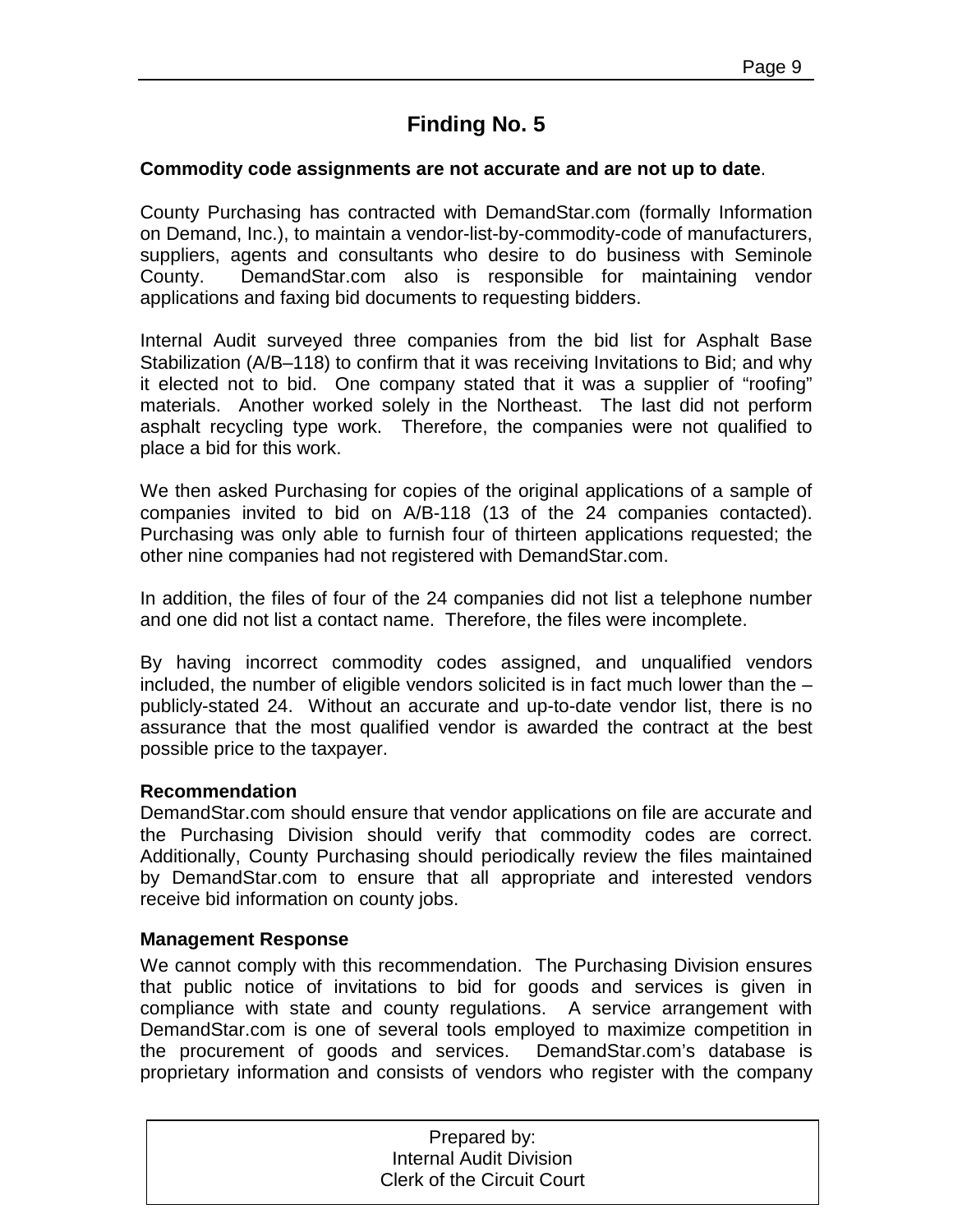# Finding No. 5

**Commodity code assignments are not accurate and are not up to date**.

County Purchasing has contracted with DemandStar.com (formally Information on Demand, Inc.), to maintain a vendor-list-by-commodity-code of manufacturers, suppliers, agents and consultants who desire to do business with Seminole County. DemandStar.com also is responsible for maintaining vendor applications and faxing bid documents to requesting bidders.

Internal Audit surveyed three companies from the bid list for Asphalt Base Stabilization (A/B–118) to confirm that it was receiving Invitations to Bid; and why it elected not to bid. One company stated that it was a supplier of "roofing" materials. Another worked solely in the Northeast. The last did not perform asphalt recycling type work. Therefore, the companies were not qualified to place a bid for this work.

We then asked Purchasing for copies of the original applications of a sample of companies invited to bid on A/B-118 (13 of the 24 companies contacted). Purchasing was only able to furnish four of thirteen applications requested; the other nine companies had not registered with DemandStar.com.

In addition, the files of four of the 24 companies did not list a telephone number and one did not list a contact name. Therefore, the files were incomplete.

By having incorrect commodity codes assigned, and unqualified vendors included, the number of eligible vendors solicited is in fact much lower than the – publicly-stated 24. Without an accurate and up-to-date vendor list, there is no assurance that the most qualified vendor is awarded the contract at the best possible price to the taxpayer.

**Recommendation**

DemandStar.com should ensure that vendor applications on file are accurate and the Purchasing Division should verify that commodity codes are correct. Additionally, County Purchasing should periodically review the files maintained by DemandStar.com to ensure that all appropriate and interested vendors receive bid information on county jobs.

**Management Response**

We cannot comply with this recommendation. The Purchasing Division ensures that public notice of invitations to bid for goods and services is given in compliance with state and county regulations. A service arrangement with DemandStar.com is one of several tools employed to maximize competition in the procurement of goods and services. DemandStar.com's database is proprietary information and consists of vendors who register with the company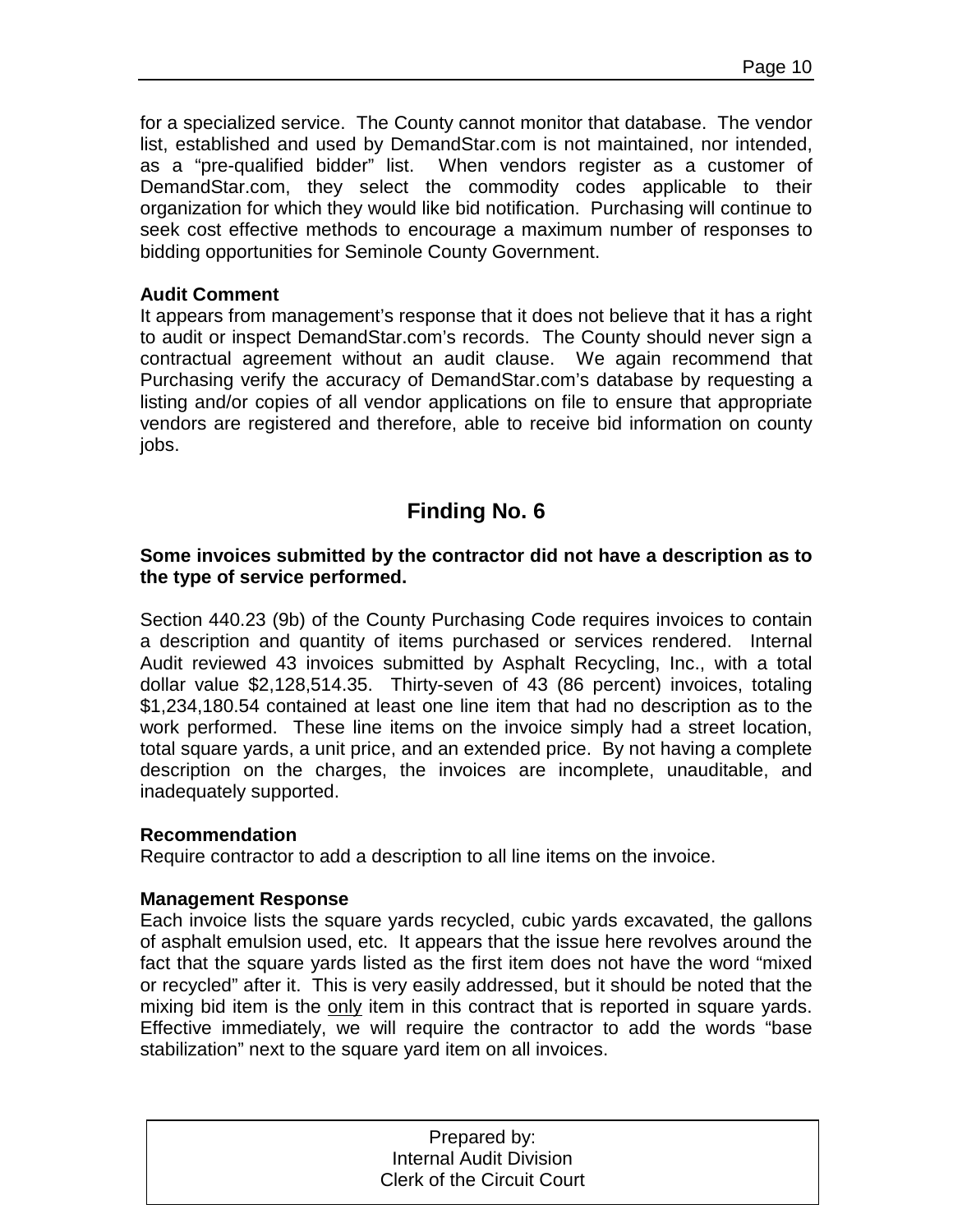for a specialized service. The County cannot monitor that database. The vendor list, established and used by DemandStar.com is not maintained, nor intended, as a "pre-qualified bidder" list. When vendors register as a customer of DemandStar.com, they select the commodity codes applicable to their organization for which they would like bid notification. Purchasing will continue to seek cost effective methods to encourage a maximum number of responses to bidding opportunities for Seminole County Government.

**Audit Comment**
It appears from management's response that it does not believe that it has a right to audit or inspect DemandStar.com's records. The County should never sign a contractual agreement without an audit clause. We again recommend that Purchasing verify the accuracy of DemandStar.com's database by requesting a listing and/or copies of all vendor applications on file to ensure that appropriate vendors are registered and therefore, able to receive bid information on county jobs.

## Finding No. 6

**Some invoices submitted by the contractor did not have a description as to the type of service performed.**

Section 440.23 (9b) of the County Purchasing Code requires invoices to contain a description and quantity of items purchased or services rendered. Internal Audit reviewed 43 invoices submitted by Asphalt Recycling, Inc., with a total dollar value $2,128,514.35. Thirty-seven of 43 (86 percent) invoices, totaling $1,234,180.54 contained at least one line item that had no description as to the work performed. These line items on the invoice simply had a street location, total square yards, a unit price, and an extended price. By not having a complete description on the charges, the invoices are incomplete, unauditable, and inadequately supported.

**Recommendation**
Require contractor to add a description to all line items on the invoice.

**Management Response**
Each invoice lists the square yards recycled, cubic yards excavated, the gallons of asphalt emulsion used, etc. It appears that the issue here revolves around the fact that the square yards listed as the first item does not have the word "mixed or recycled" after it. This is very easily addressed, but it should be noted that the mixing bid item is the only item in this contract that is reported in square yards. Effective immediately, we will require the contractor to add the words "base stabilization" next to the square yard item on all invoices.

Prepared by:
Internal Audit Division
Clerk of the Circuit Court